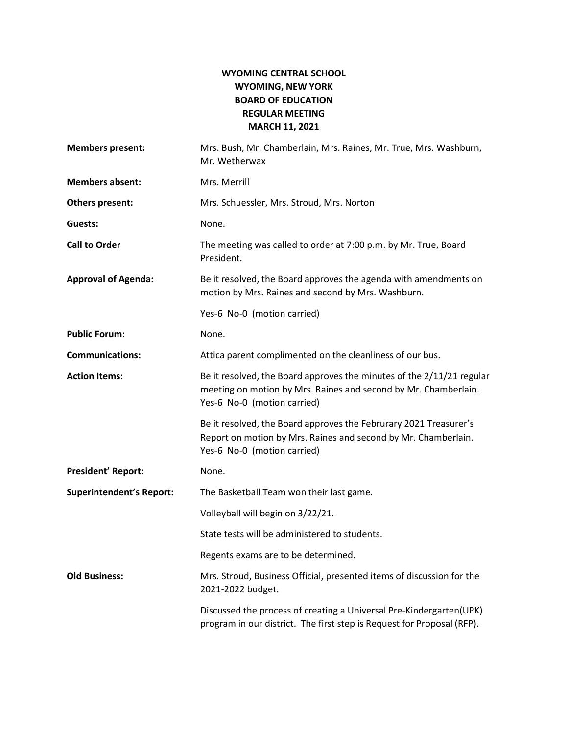# WYOMING CENTRAL SCHOOL
## WYOMING, NEW YORK
## BOARD OF EDUCATION
## REGULAR MEETING
## MARCH 11, 2021

**Members present:** Mrs. Bush, Mr. Chamberlain, Mrs. Raines, Mr. True, Mrs. Washburn, Mr. Wetherwax

**Members absent:** Mrs. Merrill

**Others present:** Mrs. Schuessler, Mrs. Stroud, Mrs. Norton

**Guests:** None.

**Call to Order** The meeting was called to order at 7:00 p.m. by Mr. True, Board President.

**Approval of Agenda:** Be it resolved, the Board approves the agenda with amendments on motion by Mrs. Raines and second by Mrs. Washburn.

Yes-6 No-0 (motion carried)

**Public Forum:** None.

**Communications:** Attica parent complimented on the cleanliness of our bus.

**Action Items:** Be it resolved, the Board approves the minutes of the 2/11/21 regular meeting on motion by Mrs. Raines and second by Mr. Chamberlain. Yes-6 No-0 (motion carried)

Be it resolved, the Board approves the Februrary 2021 Treasurer's Report on motion by Mrs. Raines and second by Mr. Chamberlain. Yes-6 No-0 (motion carried)

**President' Report:** None.

**Superintendent's Report:** The Basketball Team won their last game.

Volleyball will begin on 3/22/21.

State tests will be administered to students.

Regents exams are to be determined.

**Old Business:** Mrs. Stroud, Business Official, presented items of discussion for the 2021-2022 budget.

Discussed the process of creating a Universal Pre-Kindergarten(UPK) program in our district. The first step is Request for Proposal (RFP).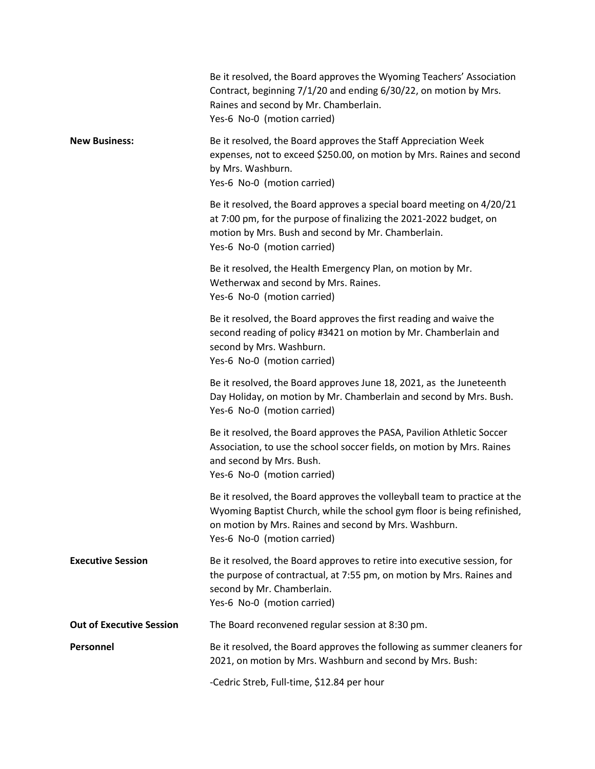Be it resolved, the Board approves the Wyoming Teachers' Association Contract, beginning 7/1/20 and ending 6/30/22, on motion by Mrs. Raines and second by Mr. Chamberlain.
Yes-6 No-0 (motion carried)

**New Business:**

Be it resolved, the Board approves the Staff Appreciation Week expenses, not to exceed $250.00, on motion by Mrs. Raines and second by Mrs. Washburn.
Yes-6 No-0 (motion carried)

Be it resolved, the Board approves a special board meeting on 4/20/21 at 7:00 pm, for the purpose of finalizing the 2021-2022 budget, on motion by Mrs. Bush and second by Mr. Chamberlain.
Yes-6 No-0 (motion carried)

Be it resolved, the Health Emergency Plan, on motion by Mr. Wetherwax and second by Mrs. Raines.
Yes-6 No-0 (motion carried)

Be it resolved, the Board approves the first reading and waive the second reading of policy #3421 on motion by Mr. Chamberlain and second by Mrs. Washburn.
Yes-6 No-0 (motion carried)

Be it resolved, the Board approves June 18, 2021, as the Juneteenth Day Holiday, on motion by Mr. Chamberlain and second by Mrs. Bush.
Yes-6 No-0 (motion carried)

Be it resolved, the Board approves the PASA, Pavilion Athletic Soccer Association, to use the school soccer fields, on motion by Mrs. Raines and second by Mrs. Bush.
Yes-6 No-0 (motion carried)

Be it resolved, the Board approves the volleyball team to practice at the Wyoming Baptist Church, while the school gym floor is being refinished, on motion by Mrs. Raines and second by Mrs. Washburn.
Yes-6 No-0 (motion carried)

**Executive Session**

Be it resolved, the Board approves to retire into executive session, for the purpose of contractual, at 7:55 pm, on motion by Mrs. Raines and second by Mr. Chamberlain.
Yes-6 No-0 (motion carried)

**Out of Executive Session**

The Board reconvened regular session at 8:30 pm.

**Personnel**

Be it resolved, the Board approves the following as summer cleaners for 2021, on motion by Mrs. Washburn and second by Mrs. Bush:

-Cedric Streb, Full-time, $12.84 per hour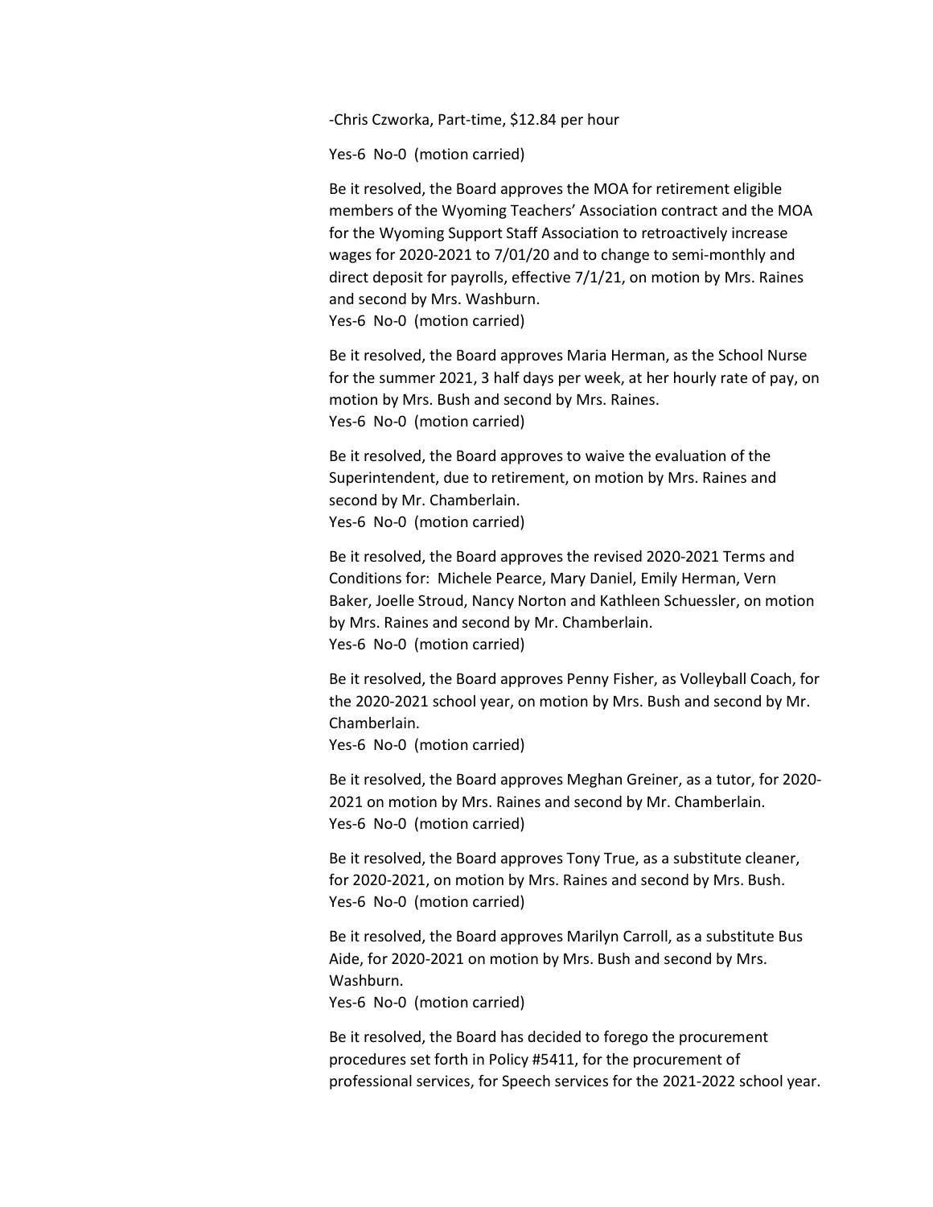-Chris Czworka, Part-time, $12.84 per hour

Yes-6 No-0 (motion carried)

Be it resolved, the Board approves the MOA for retirement eligible members of the Wyoming Teachers' Association contract and the MOA for the Wyoming Support Staff Association to retroactively increase wages for 2020-2021 to 7/01/20 and to change to semi-monthly and direct deposit for payrolls, effective 7/1/21, on motion by Mrs. Raines and second by Mrs. Washburn.
Yes-6 No-0 (motion carried)

Be it resolved, the Board approves Maria Herman, as the School Nurse for the summer 2021, 3 half days per week, at her hourly rate of pay, on motion by Mrs. Bush and second by Mrs. Raines.
Yes-6 No-0 (motion carried)

Be it resolved, the Board approves to waive the evaluation of the Superintendent, due to retirement, on motion by Mrs. Raines and second by Mr. Chamberlain.
Yes-6 No-0 (motion carried)

Be it resolved, the Board approves the revised 2020-2021 Terms and Conditions for: Michele Pearce, Mary Daniel, Emily Herman, Vern Baker, Joelle Stroud, Nancy Norton and Kathleen Schuessler, on motion by Mrs. Raines and second by Mr. Chamberlain.
Yes-6 No-0 (motion carried)

Be it resolved, the Board approves Penny Fisher, as Volleyball Coach, for the 2020-2021 school year, on motion by Mrs. Bush and second by Mr. Chamberlain.
Yes-6 No-0 (motion carried)

Be it resolved, the Board approves Meghan Greiner, as a tutor, for 2020-2021 on motion by Mrs. Raines and second by Mr. Chamberlain.
Yes-6 No-0 (motion carried)

Be it resolved, the Board approves Tony True, as a substitute cleaner, for 2020-2021, on motion by Mrs. Raines and second by Mrs. Bush.
Yes-6 No-0 (motion carried)

Be it resolved, the Board approves Marilyn Carroll, as a substitute Bus Aide, for 2020-2021 on motion by Mrs. Bush and second by Mrs. Washburn.
Yes-6 No-0 (motion carried)

Be it resolved, the Board has decided to forego the procurement procedures set forth in Policy #5411, for the procurement of professional services, for Speech services for the 2021-2022 school year.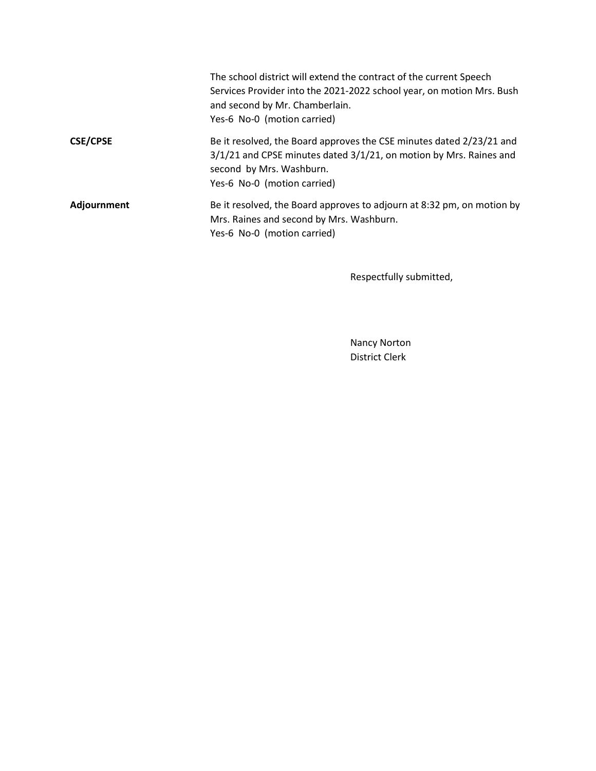The school district will extend the contract of the current Speech Services Provider into the 2021-2022 school year, on motion Mrs. Bush and second by Mr. Chamberlain.
Yes-6 No-0 (motion carried)

**CSE/CPSE**

Be it resolved, the Board approves the CSE minutes dated 2/23/21 and 3/1/21 and CPSE minutes dated 3/1/21, on motion by Mrs. Raines and second by Mrs. Washburn.
Yes-6 No-0 (motion carried)

**Adjournment**

Be it resolved, the Board approves to adjourn at 8:32 pm, on motion by Mrs. Raines and second by Mrs. Washburn.
Yes-6 No-0 (motion carried)

Respectfully submitted,

Nancy Norton
District Clerk